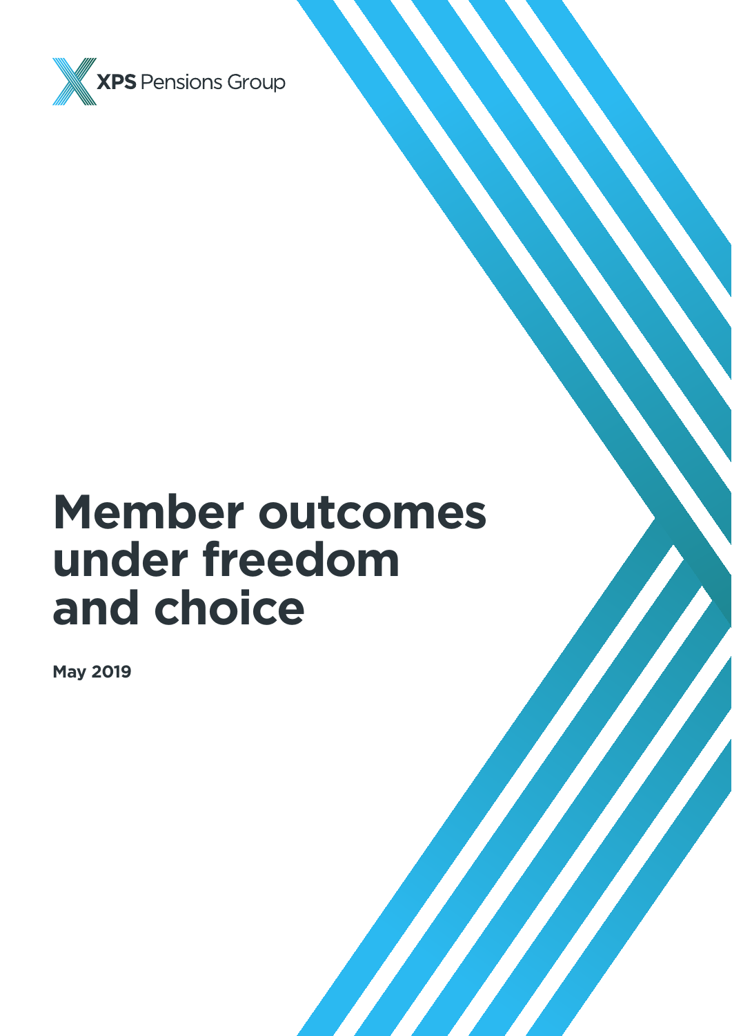XPS Pensions Group

# Member outcomes under freedom and choice

**May 2019**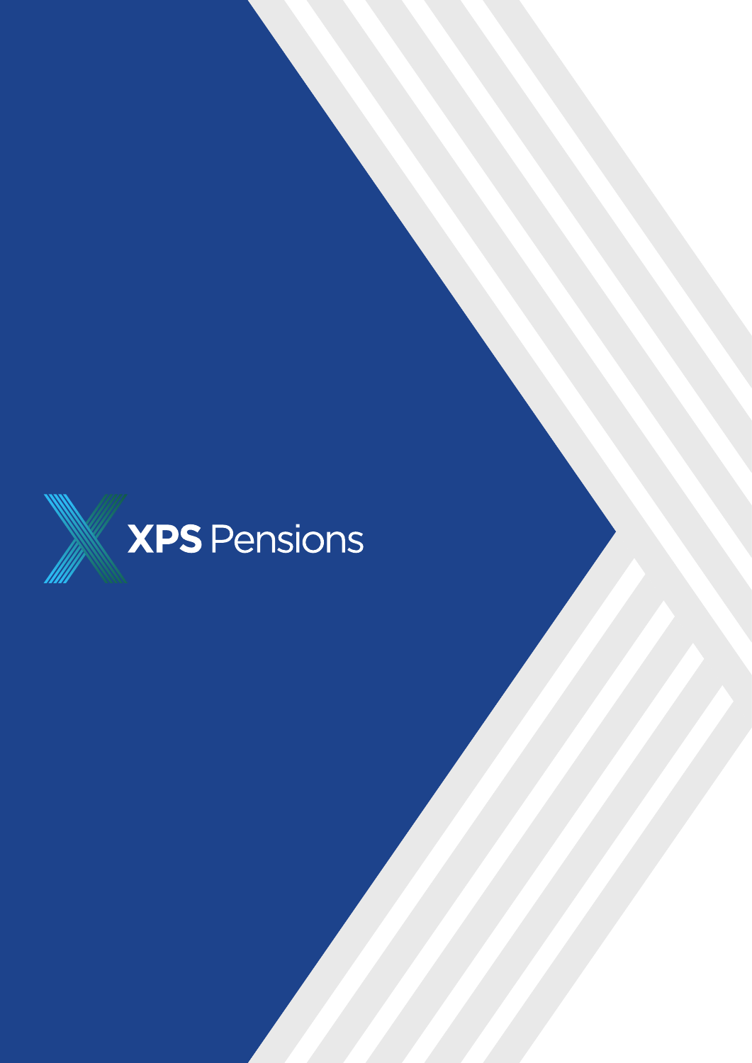XPS Pensions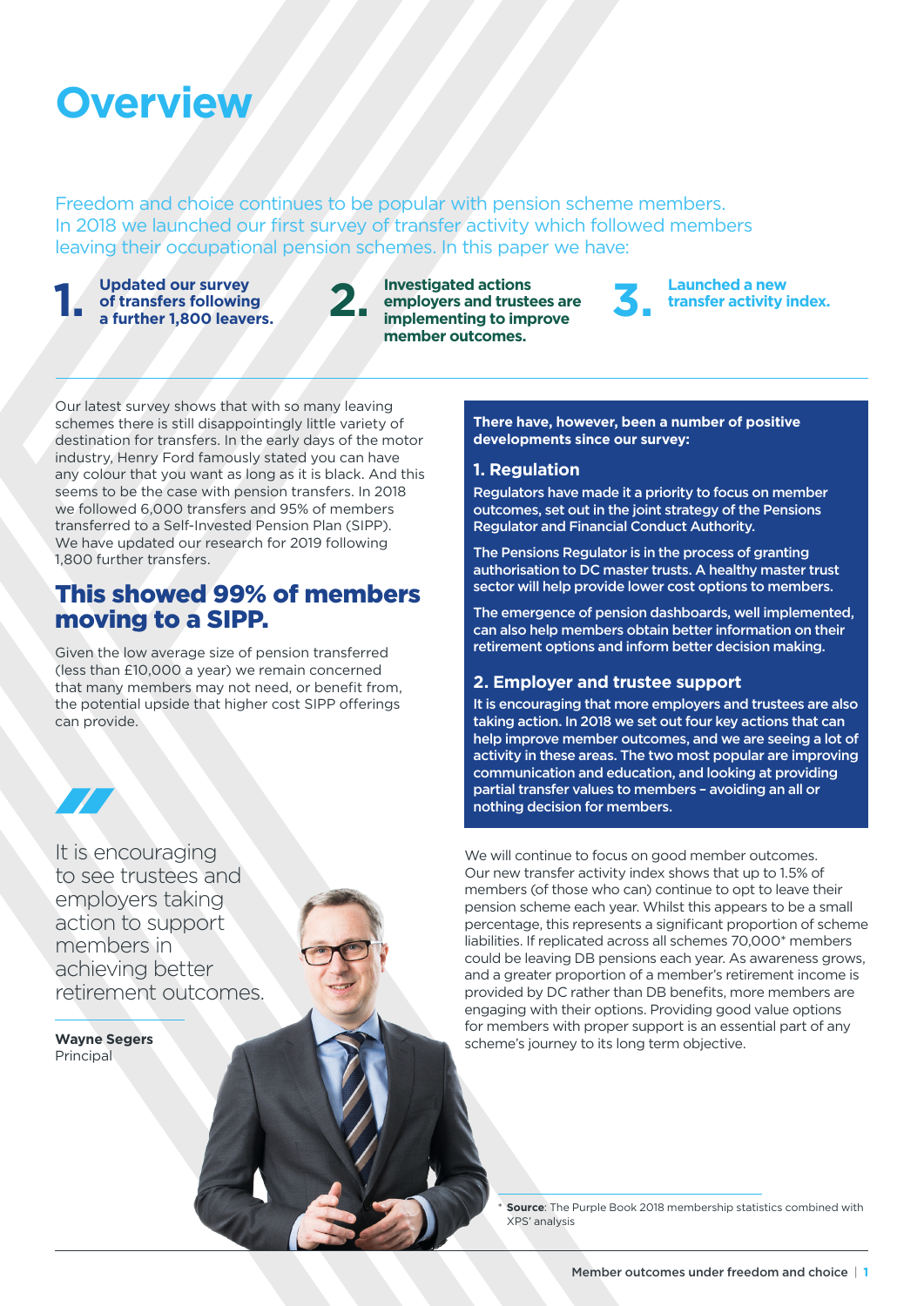# Overview

Freedom and choice continues to be popular with pension scheme members. In 2018 we launched our first survey of transfer activity which followed members leaving their occupational pension schemes. In this paper we have:

1. **Updated our survey of transfers following a further 1,800 leavers.**
2. **Investigated actions employers and trustees are implementing to improve member outcomes.**
3. **Launched a new transfer activity index.**

Our latest survey shows that with so many leaving schemes there is still disappointingly little variety of destination for transfers. In the early days of the motor industry, Henry Ford famously stated you can have any colour that you want as long as it is black. And this seems to be the case with pension transfers. In 2018 we followed 6,000 transfers and 95% of members transferred to a Self-Invested Pension Plan (SIPP). We have updated our research for 2019 following 1,800 further transfers.

## This showed 99% of members moving to a SIPP.

Given the low average size of pension transferred (less than £10,000 a year) we remain concerned that many members may not need, or benefit from, the potential upside that higher cost SIPP offerings can provide.

> It is encouraging to see trustees and employers taking action to support members in achieving better retirement outcomes.
>
> **Wayne Segers**
> Principal

**There have, however, been a number of positive developments since our survey:**

### 1. Regulation

Regulators have made it a priority to focus on member outcomes, set out in the joint strategy of the Pensions Regulator and Financial Conduct Authority.

The Pensions Regulator is in the process of granting authorisation to DC master trusts. A healthy master trust sector will help provide lower cost options to members.

The emergence of pension dashboards, well implemented, can also help members obtain better information on their retirement options and inform better decision making.

### 2. Employer and trustee support

It is encouraging that more employers and trustees are also taking action. In 2018 we set out four key actions that can help improve member outcomes, and we are seeing a lot of activity in these areas. The two most popular are improving communication and education, and looking at providing partial transfer values to members – avoiding an all or nothing decision for members.

We will continue to focus on good member outcomes. Our new transfer activity index shows that up to 1.5% of members (of those who can) continue to opt to leave their pension scheme each year. Whilst this appears to be a small percentage, this represents a significant proportion of scheme liabilities. If replicated across all schemes 70,000* members could be leaving DB pensions each year. As awareness grows, and a greater proportion of a member's retirement income is provided by DC rather than DB benefits, more members are engaging with their options. Providing good value options for members with proper support is an essential part of any scheme's journey to its long term objective.

\* **Source**: The Purple Book 2018 membership statistics combined with XPS' analysis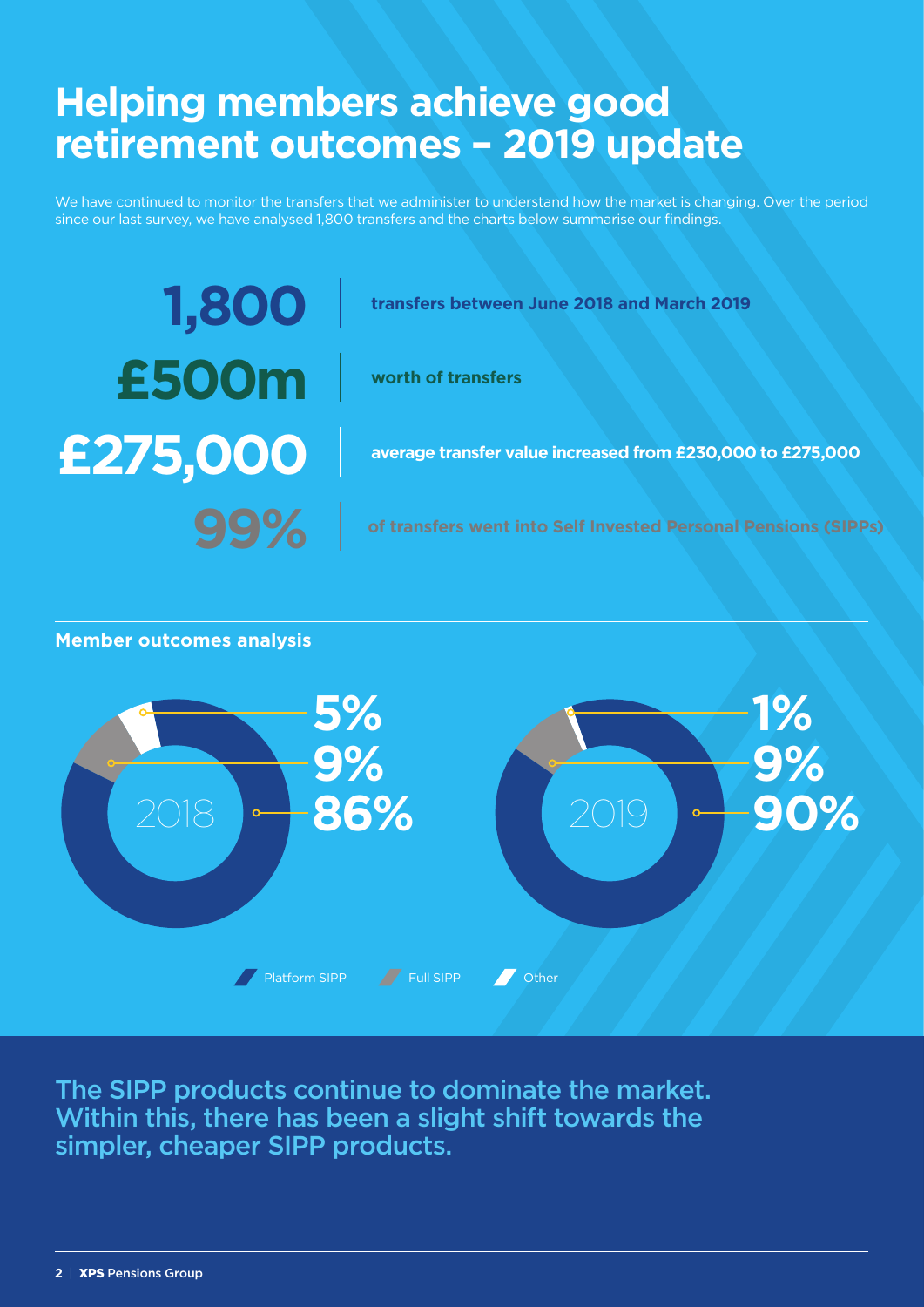# Helping members achieve good retirement outcomes – 2019 update

We have continued to monitor the transfers that we administer to understand how the market is changing. Over the period since our last survey, we have analysed 1,800 transfers and the charts below summarise our findings.

**1,800** | **transfers between June 2018 and March 2019**

**£500m** | **worth of transfers**

**£275,000** | **average transfer value increased from £230,000 to £275,000**

**99%** | **of transfers went into Self Invested Personal Pensions (SIPPs)**

## Member outcomes analysis

| | 2018 | 2019 |
|---|---|---|
| Platform SIPP | 86% | 90% |
| Full SIPP | 9% | 9% |
| Other | 5% | 1% |

The SIPP products continue to dominate the market. Within this, there has been a slight shift towards the simpler, cheaper SIPP products.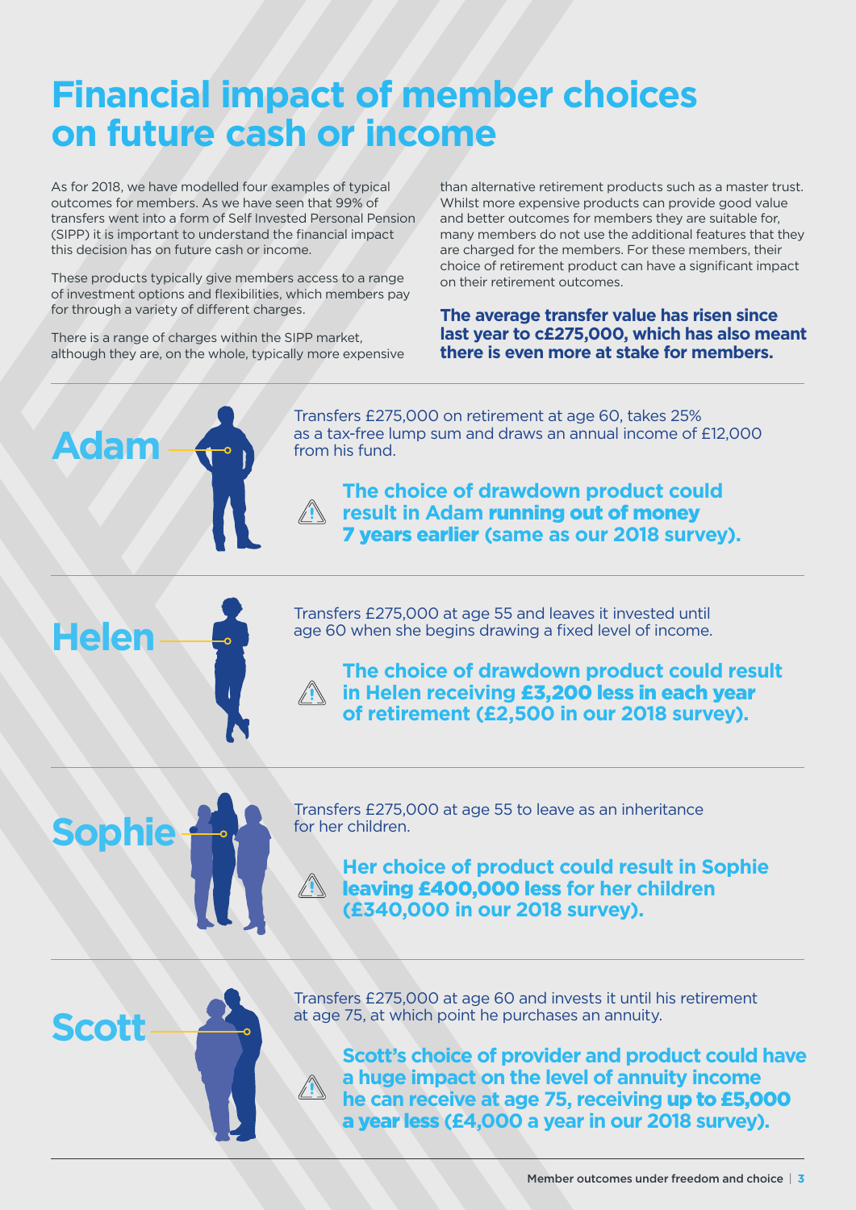# Financial impact of member choices on future cash or income

As for 2018, we have modelled four examples of typical outcomes for members. As we have seen that 99% of transfers went into a form of Self Invested Personal Pension (SIPP) it is important to understand the financial impact this decision has on future cash or income.

These products typically give members access to a range of investment options and flexibilities, which members pay for through a variety of different charges.

There is a range of charges within the SIPP market, although they are, on the whole, typically more expensive than alternative retirement products such as a master trust. Whilst more expensive products can provide good value and better outcomes for members they are suitable for, many members do not use the additional features that they are charged for the members. For these members, their choice of retirement product can have a significant impact on their retirement outcomes.

**The average transfer value has risen since last year to c£275,000, which has also meant there is even more at stake for members.**

## Adam

Transfers £275,000 on retirement at age 60, takes 25% as a tax-free lump sum and draws an annual income of £12,000 from his fund.

**The choice of drawdown product could result in Adam running out of money 7 years earlier (same as our 2018 survey).**

## Helen

Transfers £275,000 at age 55 and leaves it invested until age 60 when she begins drawing a fixed level of income.

**The choice of drawdown product could result in Helen receiving £3,200 less in each year of retirement (£2,500 in our 2018 survey).**

## Sophie

Transfers £275,000 at age 55 to leave as an inheritance for her children.

**Her choice of product could result in Sophie leaving £400,000 less for her children (£340,000 in our 2018 survey).**

## Scott

Transfers £275,000 at age 60 and invests it until his retirement at age 75, at which point he purchases an annuity.

**Scott's choice of provider and product could have a huge impact on the level of annuity income he can receive at age 75, receiving up to £5,000 a year less (£4,000 a year in our 2018 survey).**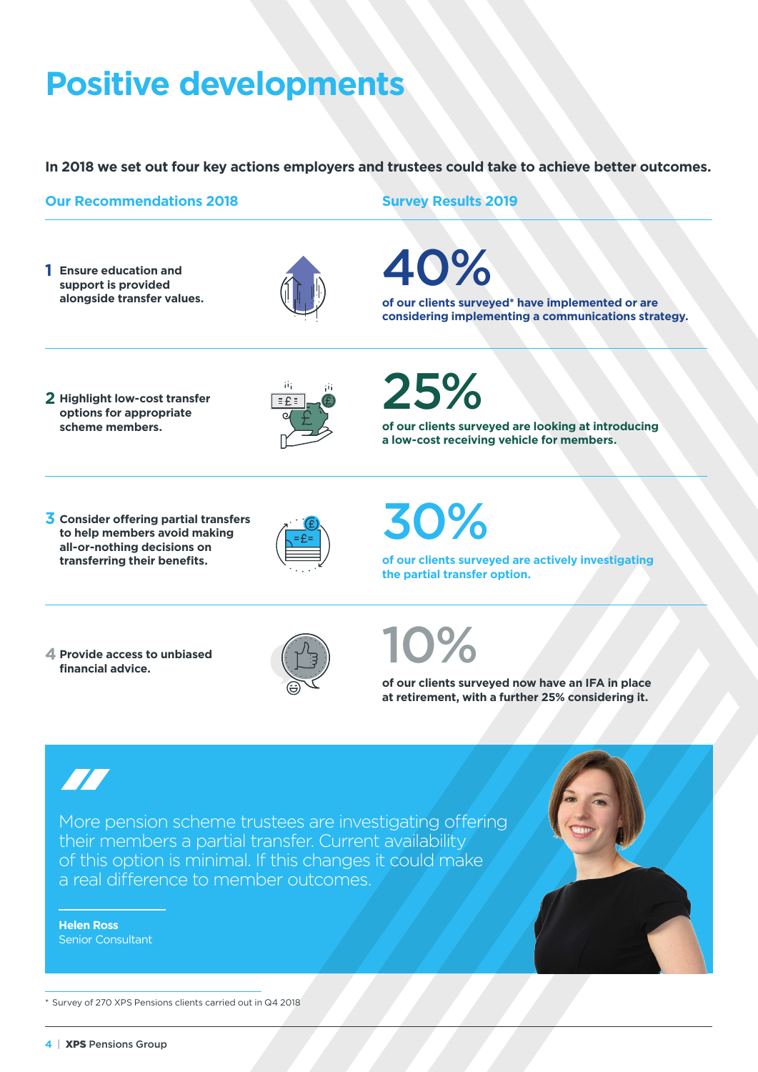# Positive developments

**In 2018 we set out four key actions employers and trustees could take to achieve better outcomes.**

| Our Recommendations 2018 | Survey Results 2019 |
|---|---|
| **1 Ensure education and support is provided alongside transfer values.** | **40%** of our clients surveyed* have implemented or are considering implementing a communications strategy. |
| **2 Highlight low-cost transfer options for appropriate scheme members.** | **25%** of our clients surveyed are looking at introducing a low-cost receiving vehicle for members. |
| **3 Consider offering partial transfers to help members avoid making all-or-nothing decisions on transferring their benefits.** | **30%** of our clients surveyed are actively investigating the partial transfer option. |
| **4 Provide access to unbiased financial advice.** | **10%** of our clients surveyed now have an IFA in place at retirement, with a further 25% considering it. |

> More pension scheme trustees are investigating offering their members a partial transfer. Current availability of this option is minimal. If this changes it could make a real difference to member outcomes.
>
> **Helen Ross**
> Senior Consultant

\* Survey of 270 XPS Pensions clients carried out in Q4 2018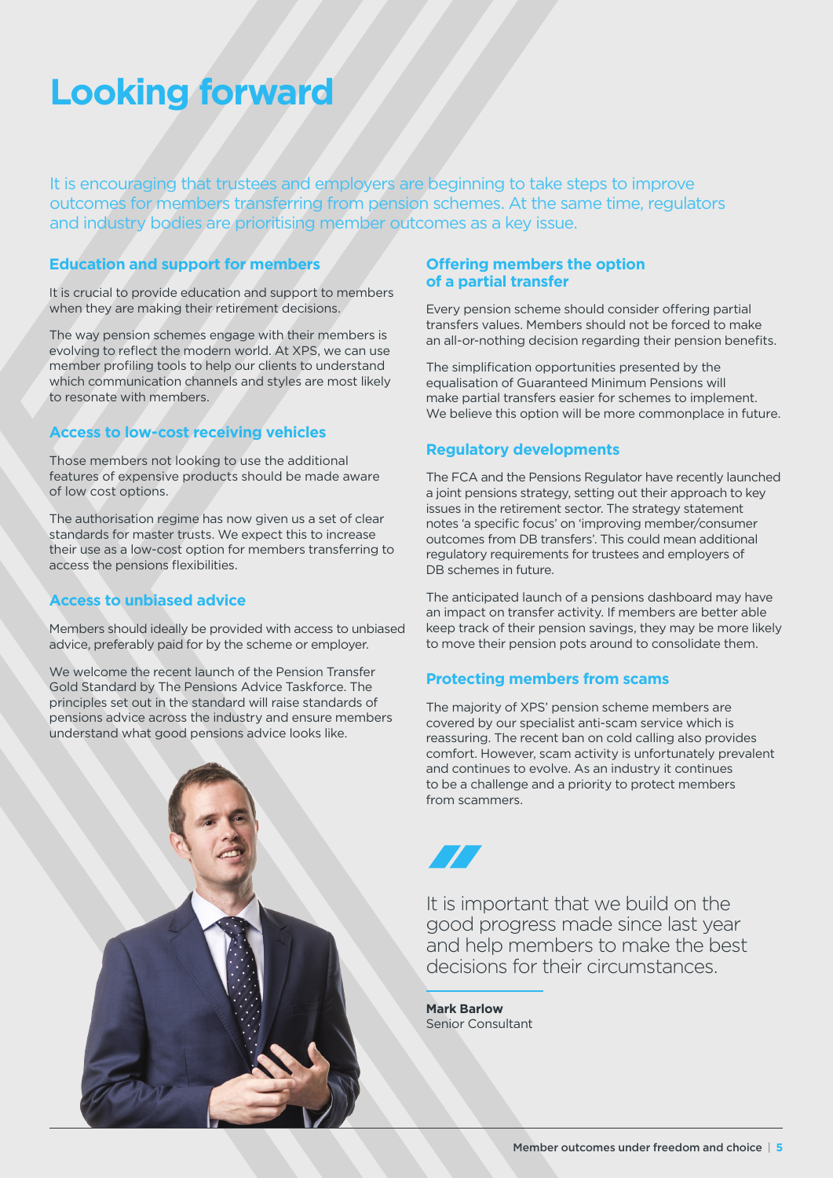# Looking forward

It is encouraging that trustees and employers are beginning to take steps to improve outcomes for members transferring from pension schemes. At the same time, regulators and industry bodies are prioritising member outcomes as a key issue.

### Education and support for members

It is crucial to provide education and support to members when they are making their retirement decisions.

The way pension schemes engage with their members is evolving to reflect the modern world. At XPS, we can use member profiling tools to help our clients to understand which communication channels and styles are most likely to resonate with members.

### Access to low-cost receiving vehicles

Those members not looking to use the additional features of expensive products should be made aware of low cost options.

The authorisation regime has now given us a set of clear standards for master trusts. We expect this to increase their use as a low-cost option for members transferring to access the pensions flexibilities.

### Access to unbiased advice

Members should ideally be provided with access to unbiased advice, preferably paid for by the scheme or employer.

We welcome the recent launch of the Pension Transfer Gold Standard by The Pensions Advice Taskforce. The principles set out in the standard will raise standards of pensions advice across the industry and ensure members understand what good pensions advice looks like.

### Offering members the option of a partial transfer

Every pension scheme should consider offering partial transfers values. Members should not be forced to make an all-or-nothing decision regarding their pension benefits.

The simplification opportunities presented by the equalisation of Guaranteed Minimum Pensions will make partial transfers easier for schemes to implement. We believe this option will be more commonplace in future.

### Regulatory developments

The FCA and the Pensions Regulator have recently launched a joint pensions strategy, setting out their approach to key issues in the retirement sector. The strategy statement notes 'a specific focus' on 'improving member/consumer outcomes from DB transfers'. This could mean additional regulatory requirements for trustees and employers of DB schemes in future.

The anticipated launch of a pensions dashboard may have an impact on transfer activity. If members are better able keep track of their pension savings, they may be more likely to move their pension pots around to consolidate them.

### Protecting members from scams

The majority of XPS' pension scheme members are covered by our specialist anti-scam service which is reassuring. The recent ban on cold calling also provides comfort. However, scam activity is unfortunately prevalent and continues to evolve. As an industry it continues to be a challenge and a priority to protect members from scammers.

> It is important that we build on the good progress made since last year and help members to make the best decisions for their circumstances.

**Mark Barlow**
Senior Consultant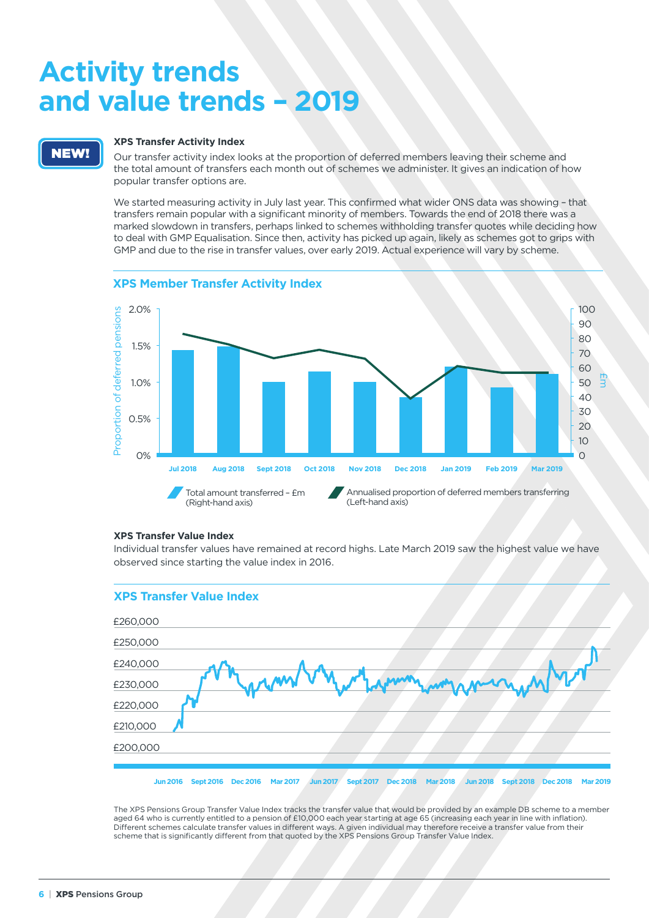# Activity trends and value trends – 2019

**NEW!**

### XPS Transfer Activity Index

Our transfer activity index looks at the proportion of deferred members leaving their scheme and the total amount of transfers each month out of schemes we administer. It gives an indication of how popular transfer options are.

We started measuring activity in July last year. This confirmed what wider ONS data was showing – that transfers remain popular with a significant minority of members. Towards the end of 2018 there was a marked slowdown in transfers, perhaps linked to schemes withholding transfer quotes while deciding how to deal with GMP Equalisation. Since then, activity has picked up again, likely as schemes got to grips with GMP and due to the rise in transfer values, over early 2019. Actual experience will vary by scheme.

## XPS Member Transfer Activity Index

Proportion of deferred pensions: 0%, 0.5%, 1.0%, 1.5%, 2.0%

£m: 0, 10, 20, 30, 40, 50, 60, 70, 80, 90, 100

Jul 2018, Aug 2018, Sept 2018, Oct 2018, Nov 2018, Dec 2018, Jan 2019, Feb 2019, Mar 2019

Total amount transferred – £m (Right-hand axis)

Annualised proportion of deferred members transferring (Left-hand axis)

### XPS Transfer Value Index

Individual transfer values have remained at record highs. Late March 2019 saw the highest value we have observed since starting the value index in 2016.

## XPS Transfer Value Index

£200,000, £210,000, £220,000, £230,000, £240,000, £250,000, £260,000

Jun 2016, Sept 2016, Dec 2016, Mar 2017, Jun 2017, Sept 2017, Dec 2018, Mar 2018, Jun 2018, Sept 2018, Dec 2018, Mar 2019

The XPS Pensions Group Transfer Value Index tracks the transfer value that would be provided by an example DB scheme to a member aged 64 who is currently entitled to a pension of £10,000 each year starting at age 65 (increasing each year in line with inflation). Different schemes calculate transfer values in different ways. A given individual may therefore receive a transfer value from their scheme that is significantly different from that quoted by the XPS Pensions Group Transfer Value Index.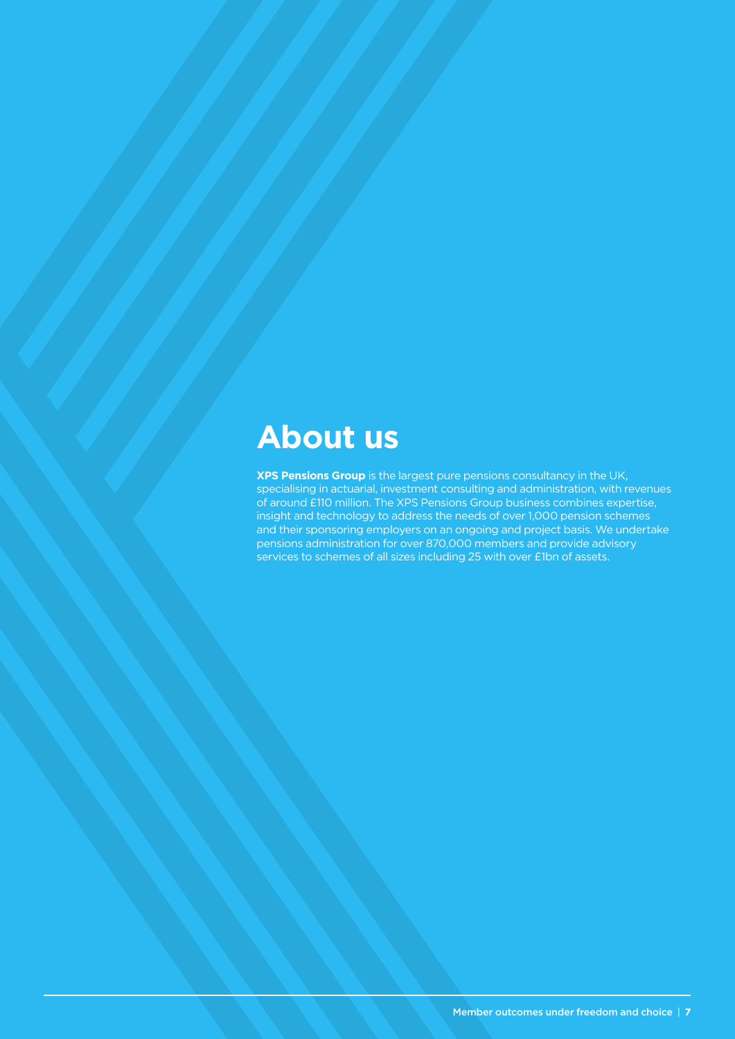# About us

**XPS Pensions Group** is the largest pure pensions consultancy in the UK, specialising in actuarial, investment consulting and administration, with revenues of around £110 million. The XPS Pensions Group business combines expertise, insight and technology to address the needs of over 1,000 pension schemes and their sponsoring employers on an ongoing and project basis. We undertake pensions administration for over 870,000 members and provide advisory services to schemes of all sizes including 25 with over £1bn of assets.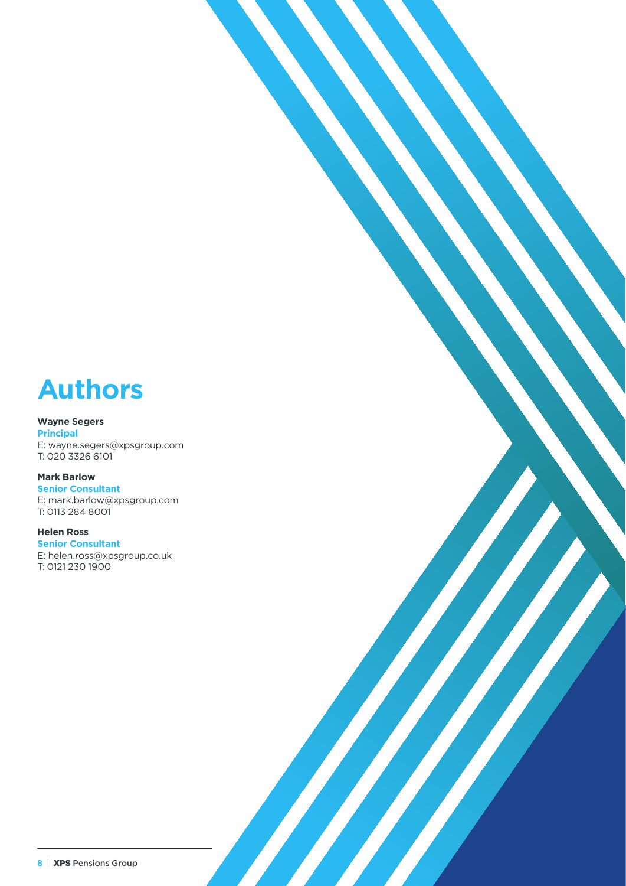# Authors

**Wayne Segers**
**Principal**
E: wayne.segers@xpsgroup.com
T: 020 3326 6101

**Mark Barlow**
**Senior Consultant**
E: mark.barlow@xpsgroup.com
T: 0113 284 8001

**Helen Ross**
**Senior Consultant**
E: helen.ross@xpsgroup.co.uk
T: 0121 230 1900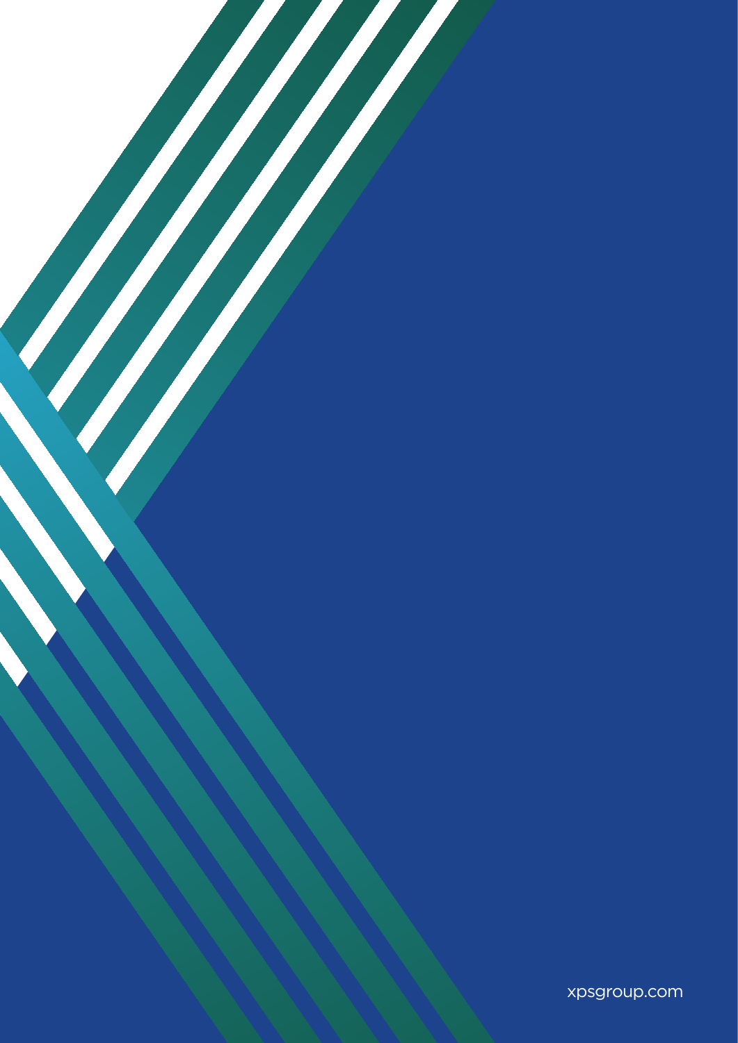xpsgroup.com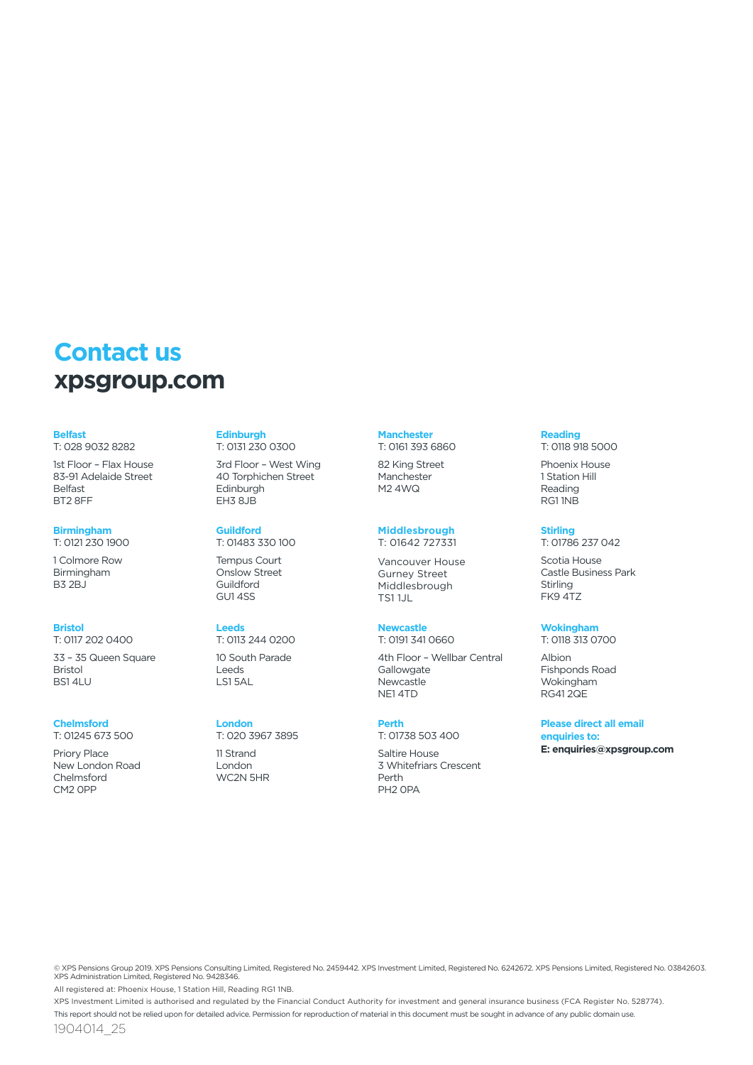# Contact us

## xpsgroup.com

**Belfast**
T: 028 9032 8282

1st Floor – Flax House
83-91 Adelaide Street
Belfast
BT2 8FF

**Birmingham**
T: 0121 230 1900

1 Colmore Row
Birmingham
B3 2BJ

**Bristol**
T: 0117 202 0400

33 – 35 Queen Square
Bristol
BS1 4LU

**Chelmsford**
T: 01245 673 500

Priory Place
New London Road
Chelmsford
CM2 0PP

**Edinburgh**
T: 0131 230 0300

3rd Floor – West Wing
40 Torphichen Street
Edinburgh
EH3 8JB

**Guildford**
T: 01483 330 100

Tempus Court
Onslow Street
Guildford
GU1 4SS

**Leeds**
T: 0113 244 0200

10 South Parade
Leeds
LS1 5AL

**London**
T: 020 3967 3895

11 Strand
London
WC2N 5HR

**Manchester**
T: 0161 393 6860

82 King Street
Manchester
M2 4WQ

**Middlesbrough**
T: 01642 727331

Vancouver House
Gurney Street
Middlesbrough
TS1 1JL

**Newcastle**
T: 0191 341 0660

4th Floor – Wellbar Central
Gallowgate
Newcastle
NE1 4TD

**Perth**
T: 01738 503 400

Saltire House
3 Whitefriars Crescent
Perth
PH2 0PA

**Reading**
T: 0118 918 5000

Phoenix House
1 Station Hill
Reading
RG1 1NB

**Stirling**
T: 01786 237 042

Scotia House
Castle Business Park
Stirling
FK9 4TZ

**Wokingham**
T: 0118 313 0700

Albion
Fishponds Road
Wokingham
RG41 2QE

**Please direct all email enquiries to:**
**E: enquiries@xpsgroup.com**

© XPS Pensions Group 2019. XPS Pensions Consulting Limited, Registered No. 2459442. XPS Investment Limited, Registered No. 6242672. XPS Pensions Limited, Registered No. 03842603. XPS Administration Limited, Registered No. 9428346.

All registered at: Phoenix House, 1 Station Hill, Reading RG1 1NB.

XPS Investment Limited is authorised and regulated by the Financial Conduct Authority for investment and general insurance business (FCA Register No. 528774).

This report should not be relied upon for detailed advice. Permission for reproduction of material in this document must be sought in advance of any public domain use.

1904014_25